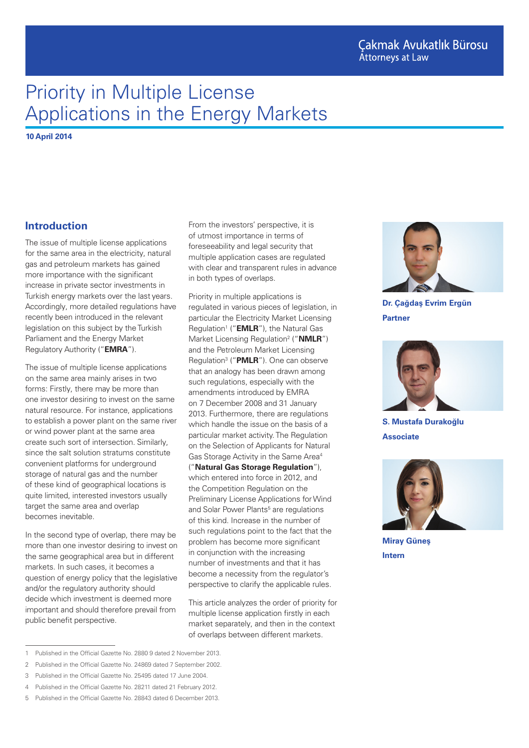Çakmak Avukatlık Bürosu
Attorneys at Law

# Priority in Multiple License Applications in the Energy Markets

**10 April 2014**

**Dr. Çağdaş Evrim Ergün**
**Partner**

**S. Mustafa Durakoğlu**
**Associate**

**Miray Güneş**
**Intern**

## Introduction

The issue of multiple license applications for the same area in the electricity, natural gas and petroleum markets has gained more importance with the significant increase in private sector investments in Turkish energy markets over the last years. Accordingly, more detailed regulations have recently been introduced in the relevant legislation on this subject by the Turkish Parliament and the Energy Market Regulatory Authority ("**EMRA**").

The issue of multiple license applications on the same area mainly arises in two forms: Firstly, there may be more than one investor desiring to invest on the same natural resource. For instance, applications to establish a power plant on the same river or wind power plant at the same area create such sort of intersection. Similarly, since the salt solution stratums constitute convenient platforms for underground storage of natural gas and the number of these kind of geographical locations is quite limited, interested investors usually target the same area and overlap becomes inevitable.

In the second type of overlap, there may be more than one investor desiring to invest on the same geographical area but in different markets. In such cases, it becomes a question of energy policy that the legislative and/or the regulatory authority should decide which investment is deemed more important and should therefore prevail from public benefit perspective.

From the investors' perspective, it is of utmost importance in terms of foreseeability and legal security that multiple application cases are regulated with clear and transparent rules in advance in both types of overlaps.

Priority in multiple applications is regulated in various pieces of legislation, in particular the Electricity Market Licensing Regulation[1] ("**EMLR**"), the Natural Gas Market Licensing Regulation[2] ("**NMLR**") and the Petroleum Market Licensing Regulation[3] ("**PMLR**"). One can observe that an analogy has been drawn among such regulations, especially with the amendments introduced by EMRA on 7 December 2008 and 31 January 2013. Furthermore, there are regulations which handle the issue on the basis of a particular market activity. The Regulation on the Selection of Applicants for Natural Gas Storage Activity in the Same Area[4] ("**Natural Gas Storage Regulation**"), which entered into force in 2012, and the Competition Regulation on the Preliminary License Applications for Wind and Solar Power Plants[5] are regulations of this kind. Increase in the number of such regulations point to the fact that the problem has become more significant in conjunction with the increasing number of investments and that it has become a necessity from the regulator's perspective to clarify the applicable rules.

This article analyzes the order of priority for multiple license application firstly in each market separately, and then in the context of overlaps between different markets.

1 Published in the Official Gazette No. 2880 9 dated 2 November 2013.

2 Published in the Official Gazette No. 24869 dated 7 September 2002.

3 Published in the Official Gazette No. 25495 dated 17 June 2004.

4 Published in the Official Gazette No. 28211 dated 21 February 2012.

5 Published in the Official Gazette No. 28843 dated 6 December 2013.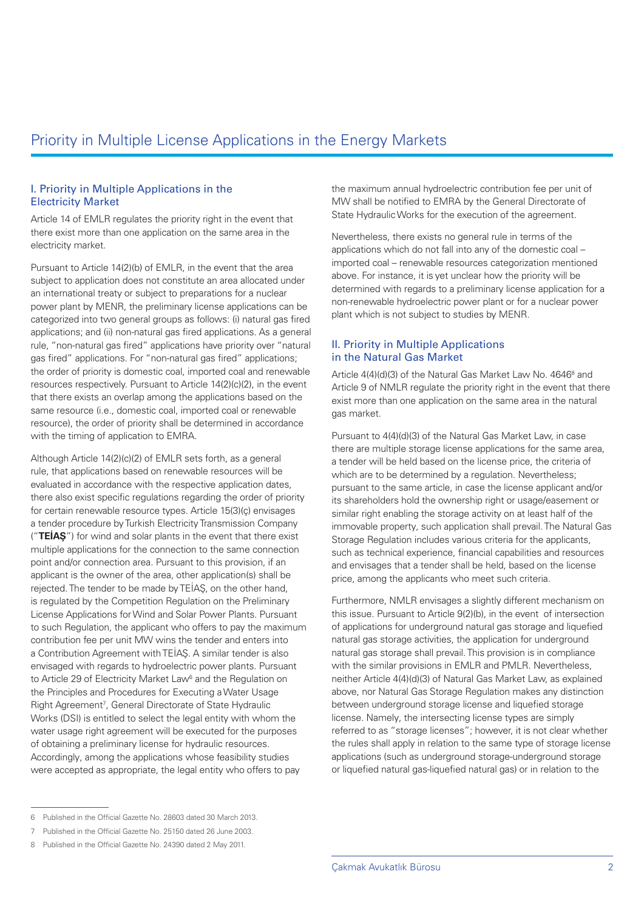# Priority in Multiple License Applications in the Energy Markets

## I. Priority in Multiple Applications in the Electricity Market

Article 14 of EMLR regulates the priority right in the event that there exist more than one application on the same area in the electricity market.

Pursuant to Article 14(2)(b) of EMLR, in the event that the area subject to application does not constitute an area allocated under an international treaty or subject to preparations for a nuclear power plant by MENR, the preliminary license applications can be categorized into two general groups as follows: (i) natural gas fired applications; and (ii) non-natural gas fired applications. As a general rule, "non-natural gas fired" applications have priority over "natural gas fired" applications. For "non-natural gas fired" applications; the order of priority is domestic coal, imported coal and renewable resources respectively. Pursuant to Article 14(2)(c)(2), in the event that there exists an overlap among the applications based on the same resource (i.e., domestic coal, imported coal or renewable resource), the order of priority shall be determined in accordance with the timing of application to EMRA.

Although Article 14(2)(c)(2) of EMLR sets forth, as a general rule, that applications based on renewable resources will be evaluated in accordance with the respective application dates, there also exist specific regulations regarding the order of priority for certain renewable resource types. Article 15(3)(ç) envisages a tender procedure by Turkish Electricity Transmission Company ("**TEİAŞ**") for wind and solar plants in the event that there exist multiple applications for the connection to the same connection point and/or connection area. Pursuant to this provision, if an applicant is the owner of the area, other application(s) shall be rejected. The tender to be made by TEİAŞ, on the other hand, is regulated by the Competition Regulation on the Preliminary License Applications for Wind and Solar Power Plants. Pursuant to such Regulation, the applicant who offers to pay the maximum contribution fee per unit MW wins the tender and enters into a Contribution Agreement with TEİAŞ. A similar tender is also envisaged with regards to hydroelectric power plants. Pursuant to Article 29 of Electricity Market Law[6] and the Regulation on the Principles and Procedures for Executing a Water Usage Right Agreement[7], General Directorate of State Hydraulic Works (DSI) is entitled to select the legal entity with whom the water usage right agreement will be executed for the purposes of obtaining a preliminary license for hydraulic resources. Accordingly, among the applications whose feasibility studies were accepted as appropriate, the legal entity who offers to pay the maximum annual hydroelectric contribution fee per unit of MW shall be notified to EMRA by the General Directorate of State Hydraulic Works for the execution of the agreement.

Nevertheless, there exists no general rule in terms of the applications which do not fall into any of the domestic coal – imported coal – renewable resources categorization mentioned above. For instance, it is yet unclear how the priority will be determined with regards to a preliminary license application for a non-renewable hydroelectric power plant or for a nuclear power plant which is not subject to studies by MENR.

## II. Priority in Multiple Applications in the Natural Gas Market

Article 4(4)(d)(3) of the Natural Gas Market Law No. 4646[8] and Article 9 of NMLR regulate the priority right in the event that there exist more than one application on the same area in the natural gas market.

Pursuant to 4(4)(d)(3) of the Natural Gas Market Law, in case there are multiple storage license applications for the same area, a tender will be held based on the license price, the criteria of which are to be determined by a regulation. Nevertheless; pursuant to the same article, in case the license applicant and/or its shareholders hold the ownership right or usage/easement or similar right enabling the storage activity on at least half of the immovable property, such application shall prevail. The Natural Gas Storage Regulation includes various criteria for the applicants, such as technical experience, financial capabilities and resources and envisages that a tender shall be held, based on the license price, among the applicants who meet such criteria.

Furthermore, NMLR envisages a slightly different mechanism on this issue. Pursuant to Article 9(2)(b), in the event of intersection of applications for underground natural gas storage and liquefied natural gas storage activities, the application for underground natural gas storage shall prevail. This provision is in compliance with the similar provisions in EMLR and PMLR. Nevertheless, neither Article 4(4)(d)(3) of Natural Gas Market Law, as explained above, nor Natural Gas Storage Regulation makes any distinction between underground storage license and liquefied storage license. Namely, the intersecting license types are simply referred to as "storage licenses"; however, it is not clear whether the rules shall apply in relation to the same type of storage license applications (such as underground storage-underground storage or liquefied natural gas-liquefied natural gas) or in relation to the

---

6 Published in the Official Gazette No. 28603 dated 30 March 2013.

7 Published in the Official Gazette No. 25150 dated 26 June 2003.

8 Published in the Official Gazette No. 24390 dated 2 May 2011.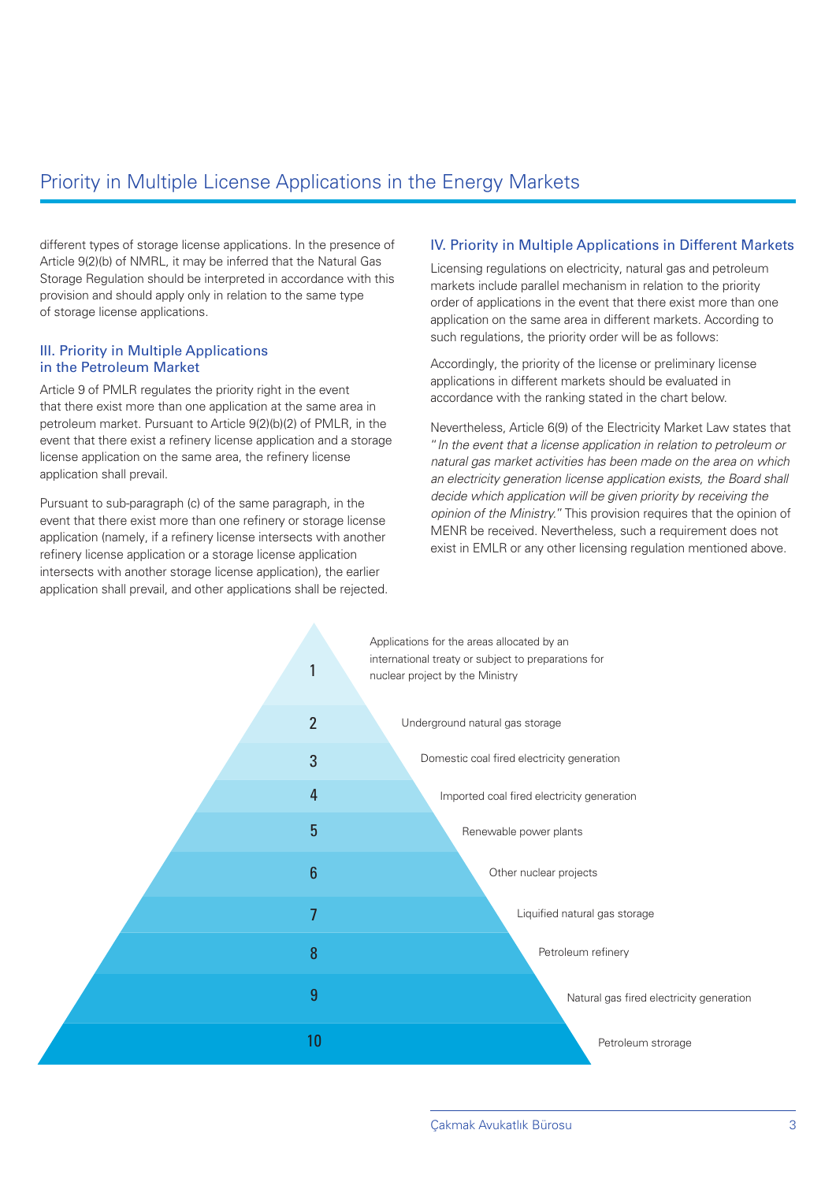# Priority in Multiple License Applications in the Energy Markets

different types of storage license applications. In the presence of Article 9(2)(b) of NMRL, it may be inferred that the Natural Gas Storage Regulation should be interpreted in accordance with this provision and should apply only in relation to the same type of storage license applications.

## III. Priority in Multiple Applications in the Petroleum Market

Article 9 of PMLR regulates the priority right in the event that there exist more than one application at the same area in petroleum market. Pursuant to Article 9(2)(b)(2) of PMLR, in the event that there exist a refinery license application and a storage license application on the same area, the refinery license application shall prevail.

Pursuant to sub-paragraph (c) of the same paragraph, in the event that there exist more than one refinery or storage license application (namely, if a refinery license intersects with another refinery license application or a storage license application intersects with another storage license application), the earlier application shall prevail, and other applications shall be rejected.

## IV. Priority in Multiple Applications in Different Markets

Licensing regulations on electricity, natural gas and petroleum markets include parallel mechanism in relation to the priority order of applications in the event that there exist more than one application on the same area in different markets. According to such regulations, the priority order will be as follows:

Accordingly, the priority of the license or preliminary license applications in different markets should be evaluated in accordance with the ranking stated in the chart below.

Nevertheless, Article 6(9) of the Electricity Market Law states that *"In the event that a license application in relation to petroleum or natural gas market activities has been made on the area on which an electricity generation license application exists, the Board shall decide which application will be given priority by receiving the opinion of the Ministry."* This provision requires that the opinion of MENR be received. Nevertheless, such a requirement does not exist in EMLR or any other licensing regulation mentioned above.

| Priority | Application |
|---|---|
| 1 | Applications for the areas allocated by an international treaty or subject to preparations for nuclear project by the Ministry |
| 2 | Underground natural gas storage |
| 3 | Domestic coal fired electricity generation |
| 4 | Imported coal fired electricity generation |
| 5 | Renewable power plants |
| 6 | Other nuclear projects |
| 7 | Liquified natural gas storage |
| 8 | Petroleum refinery |
| 9 | Natural gas fired electricity generation |
| 10 | Petroleum strorage |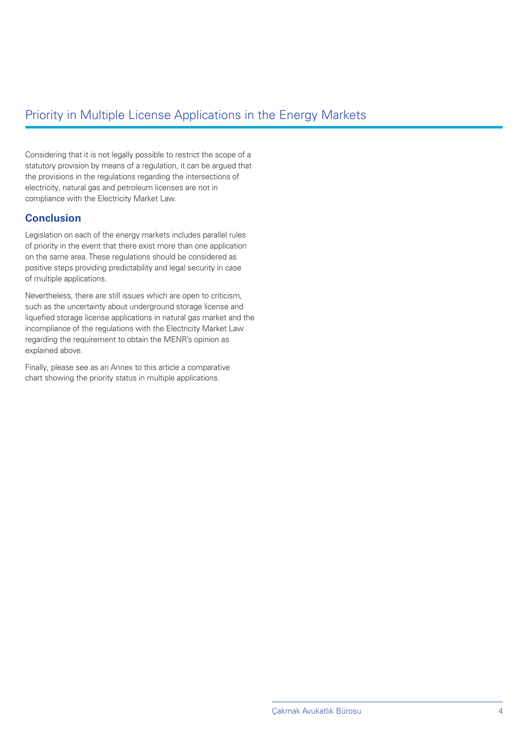Considering that it is not legally possible to restrict the scope of a statutory provision by means of a regulation, it can be argued that the provisions in the regulations regarding the intersections of electricity, natural gas and petroleum licenses are not in compliance with the Electricity Market Law.

## Conclusion

Legislation on each of the energy markets includes parallel rules of priority in the event that there exist more than one application on the same area. These regulations should be considered as positive steps providing predictability and legal security in case of multiple applications.

Nevertheless, there are still issues which are open to criticism, such as the uncertainty about underground storage license and liquefied storage license applications in natural gas market and the incompliance of the regulations with the Electricity Market Law regarding the requirement to obtain the MENR's opinion as explained above.

Finally, please see as an Annex to this article a comparative chart showing the priority status in multiple applications.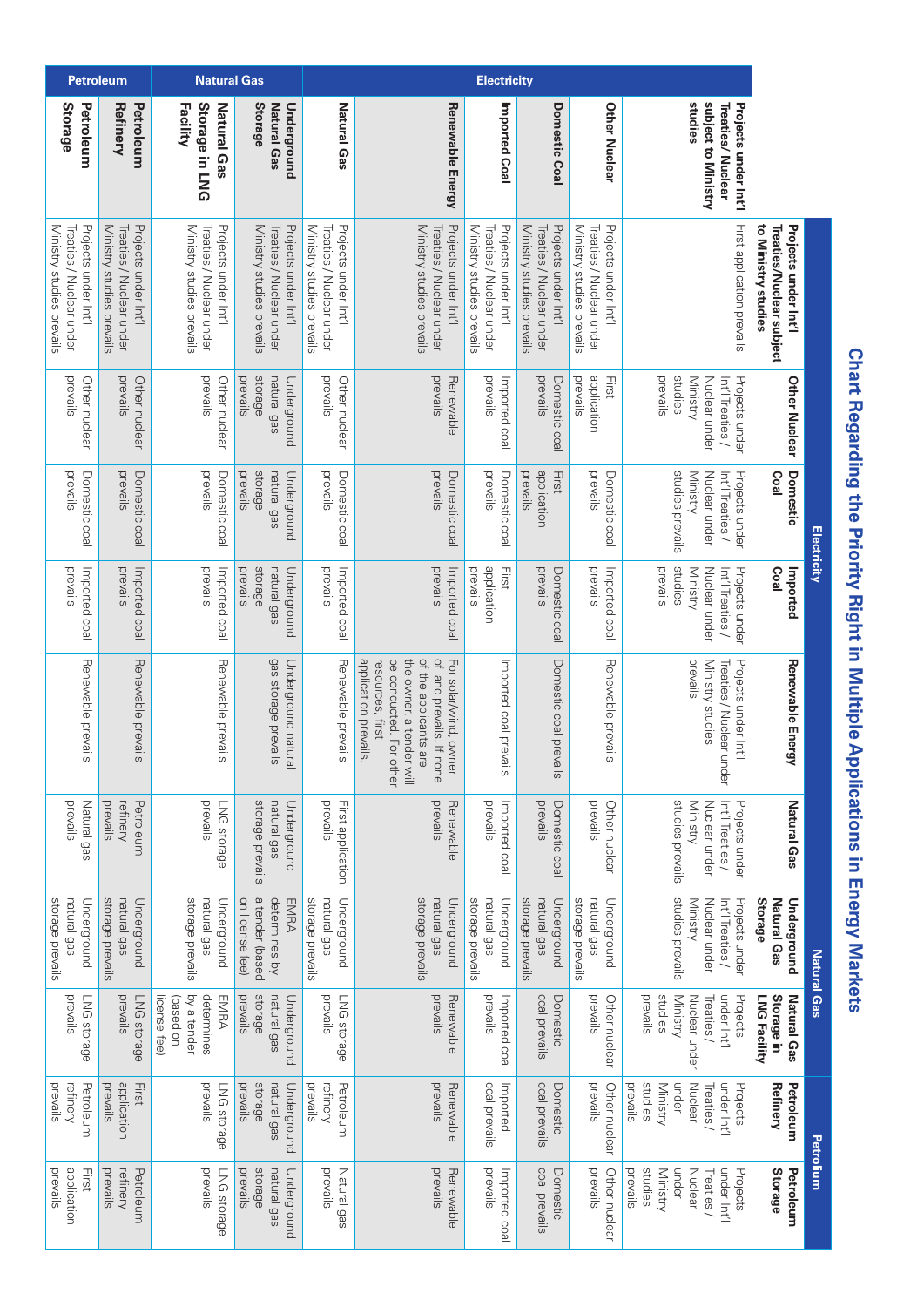# Chart Regarding the Priority Right in Multiple Applications in Energy Markets

| | | Electricity | | | | | | Natural Gas | | Petroleum | |
|---|---|---|---|---|---|---|---|---|---|---|---|
| | | **Projects under Int'l Treaties/Nuclear subject to Ministry studies** | **Other Nuclear** | **Domestic Coal** | **Imported Coal** | **Renewable Energy** | **Natural Gas** | **Underground Natural Gas Storage** | **Natural Gas Storage in LNG Facility** | **Petroleum Refinery** | **Petroleum Storage** |
| **Electricity** | **Projects under Int'l Treaties/ Nuclear subject to Ministry studies** | First application prevails | Projects under Int'l Treaties / Nuclear under Ministry studies prevails | Projects under Int'l Treaties / Nuclear under Ministry studies prevails | Projects under Int'l Treaties / Nuclear under Ministry studies prevails | Projects under Int'l Treaties / Nuclear under Ministry studies prevails | Projects under Int'l Treaties / Nuclear under Ministry studies prevails | Projects under Int'l Treaties / Nuclear under Ministry studies prevails | Projects under Int'l Treaties / Nuclear under Ministry studies prevails | Projects under Int'l Treaties / Nuclear under Ministry studies prevails | Projects under Int'l Treaties / Nuclear under Ministry studies prevails |
| | **Other Nuclear** | Projects under Int'l Treaties / Nuclear under Ministry studies prevails | First application prevails | Domestic coal prevails | Imported coal prevails | Renewable prevails | Other nuclear prevails | Underground natural gas storage prevails | Other nuclear prevails | Other nuclear prevails | Other nuclear prevails |
| | **Domestic Coal** | Projects under Int'l Treaties / Nuclear under Ministry studies prevails | Domestic coal prevails | First application prevails | Domestic coal prevails | Domestic coal prevails | Domestic coal prevails | Underground natural gas storage prevails | Domestic coal prevails | Domestic coal prevails | Domestic coal prevails |
| | **Imported Coal** | Projects under Int'l Treaties / Nuclear under Ministry studies prevails | Imported coal prevails | Domestic coal prevails | First application prevails | Imported coal prevails | Imported coal prevails | Underground natural gas storage prevails | Imported coal prevails | Imported coal prevails | Imported coal prevails |
| | **Renewable Energy** | Projects under Int'l Treaties / Nuclear under Ministry studies prevails | Renewable prevails | Domestic coal prevails | Imported coal prevails | For solar/wind, owner of land prevails. If none of the applicants are the owner, a tender will be conducted. For other resources, first application prevails. | Renewable prevails | Underground natural gas storage prevails | Renewable prevails | Renewable prevails | Renewable prevails |
| | **Natural Gas** | Projects under Int'l Treaties / Nuclear under Ministry studies prevails | Other nuclear prevails | Domestic coal prevails | Imported coal prevails | Renewable prevails | First application prevails | Underground natural gas storage prevails | LNG storage prevails | Petroleum refinery prevails | Natural gas prevails |
| **Natural Gas** | **Underground Natural Gas Storage** | Projects under Int'l Treaties / Nuclear under Ministry studies prevails | Underground natural gas storage prevails | Underground natural gas storage prevails | Underground natural gas storage prevails | Underground natural gas storage prevails | Underground natural gas storage prevails | EMRA determines by a tender (based on license fee) | Underground natural gas storage prevails | Underground natural gas storage prevails | Underground natural gas storage prevails |
| | **Natural Gas Storage in LNG Facility** | Projects under Int'l Treaties / Nuclear under Ministry studies prevails | Other nuclear prevails | Domestic coal prevails | Imported coal prevails | Renewable prevails | LNG storage prevails | Underground natural gas storage prevails | EMRA determines by a tender (based on license fee) | LNG storage prevails | LNG storage prevails |
| **Petroleum** | **Petroleum Refinery** | Projects under Int'l Treaties / Nuclear under Ministry studies prevails | Other nuclear prevails | Domestic coal prevails | Imported coal prevails | Renewable prevails | Petroleum refinery prevails | Underground natural gas storage prevails | LNG storage prevails | First application prevails | Petroleum refinery prevails |
| | **Petroleum Storage** | Projects under Int'l Treaties / Nuclear under Ministry studies prevails | Other nuclear prevails | Domestic coal prevails | Imported coal prevails | Renewable prevails | Natural gas prevails | Underground natural gas storage prevails | LNG storage prevails | Petroleum refinery prevails | First application prevails |